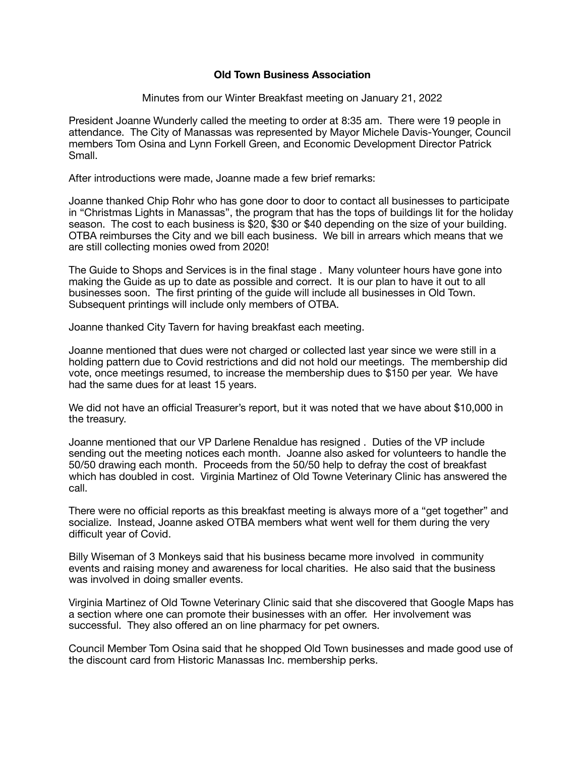**Old Town Business Association**

Minutes from our Winter Breakfast meeting on January 21, 2022

President Joanne Wunderly called the meeting to order at 8:35 am. There were 19 people in attendance. The City of Manassas was represented by Mayor Michele Davis-Younger, Council members Tom Osina and Lynn Forkell Green, and Economic Development Director Patrick Small.

After introductions were made, Joanne made a few brief remarks:

Joanne thanked Chip Rohr who has gone door to door to contact all businesses to participate in "Christmas Lights in Manassas", the program that has the tops of buildings lit for the holiday season. The cost to each business is $20, $30 or $40 depending on the size of your building. OTBA reimburses the City and we bill each business. We bill in arrears which means that we are still collecting monies owed from 2020!

The Guide to Shops and Services is in the final stage . Many volunteer hours have gone into making the Guide as up to date as possible and correct. It is our plan to have it out to all businesses soon. The first printing of the guide will include all businesses in Old Town. Subsequent printings will include only members of OTBA.

Joanne thanked City Tavern for having breakfast each meeting.

Joanne mentioned that dues were not charged or collected last year since we were still in a holding pattern due to Covid restrictions and did not hold our meetings. The membership did vote, once meetings resumed, to increase the membership dues to $150 per year. We have had the same dues for at least 15 years.

We did not have an official Treasurer's report, but it was noted that we have about $10,000 in the treasury.

Joanne mentioned that our VP Darlene Renaldue has resigned . Duties of the VP include sending out the meeting notices each month. Joanne also asked for volunteers to handle the 50/50 drawing each month. Proceeds from the 50/50 help to defray the cost of breakfast which has doubled in cost. Virginia Martinez of Old Towne Veterinary Clinic has answered the call.

There were no official reports as this breakfast meeting is always more of a "get together" and socialize. Instead, Joanne asked OTBA members what went well for them during the very difficult year of Covid.

Billy Wiseman of 3 Monkeys said that his business became more involved in community events and raising money and awareness for local charities. He also said that the business was involved in doing smaller events.

Virginia Martinez of Old Towne Veterinary Clinic said that she discovered that Google Maps has a section where one can promote their businesses with an offer. Her involvement was successful. They also offered an on line pharmacy for pet owners.

Council Member Tom Osina said that he shopped Old Town businesses and made good use of the discount card from Historic Manassas Inc. membership perks.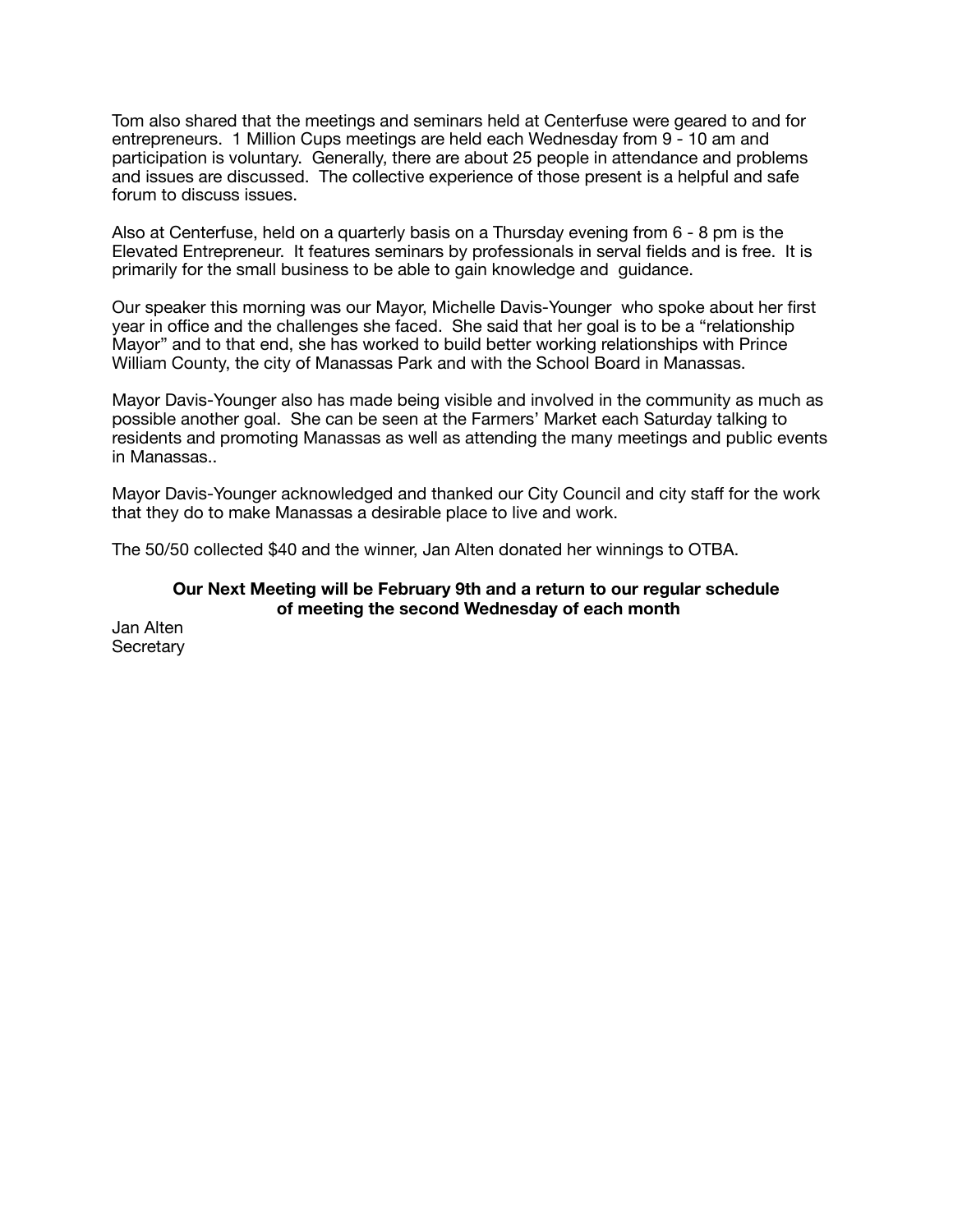Tom also shared that the meetings and seminars held at Centerfuse were geared to and for entrepreneurs. 1 Million Cups meetings are held each Wednesday from 9 - 10 am and participation is voluntary. Generally, there are about 25 people in attendance and problems and issues are discussed. The collective experience of those present is a helpful and safe forum to discuss issues.

Also at Centerfuse, held on a quarterly basis on a Thursday evening from 6 - 8 pm is the Elevated Entrepreneur. It features seminars by professionals in serval fields and is free. It is primarily for the small business to be able to gain knowledge and guidance.

Our speaker this morning was our Mayor, Michelle Davis-Younger who spoke about her first year in office and the challenges she faced. She said that her goal is to be a "relationship Mayor" and to that end, she has worked to build better working relationships with Prince William County, the city of Manassas Park and with the School Board in Manassas.

Mayor Davis-Younger also has made being visible and involved in the community as much as possible another goal. She can be seen at the Farmers' Market each Saturday talking to residents and promoting Manassas as well as attending the many meetings and public events in Manassas..

Mayor Davis-Younger acknowledged and thanked our City Council and city staff for the work that they do to make Manassas a desirable place to live and work.

The 50/50 collected $40 and the winner, Jan Alten donated her winnings to OTBA.

**Our Next Meeting will be February 9th and a return to our regular schedule of meeting the second Wednesday of each month**

Jan Alten
Secretary